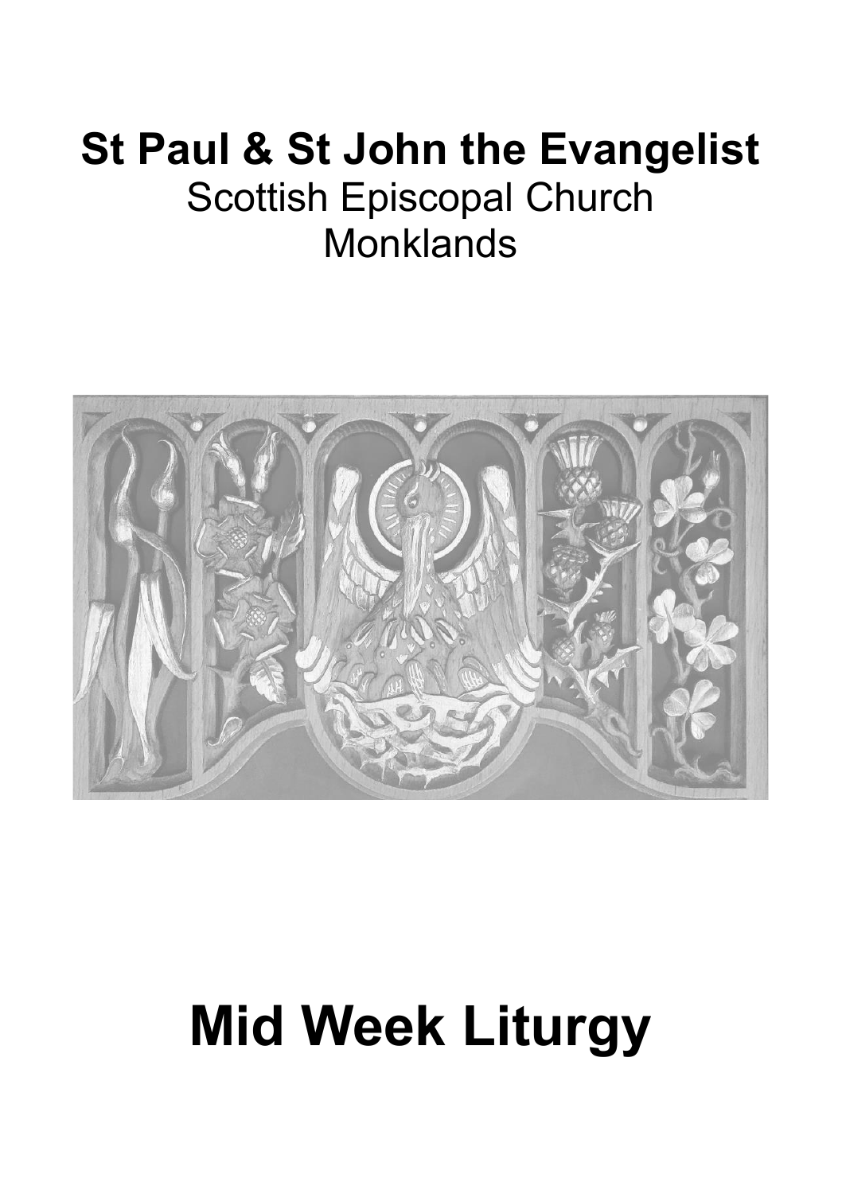# St Paul & St John the Evangelist

Scottish Episcopal Church

Monklands

# Mid Week Liturgy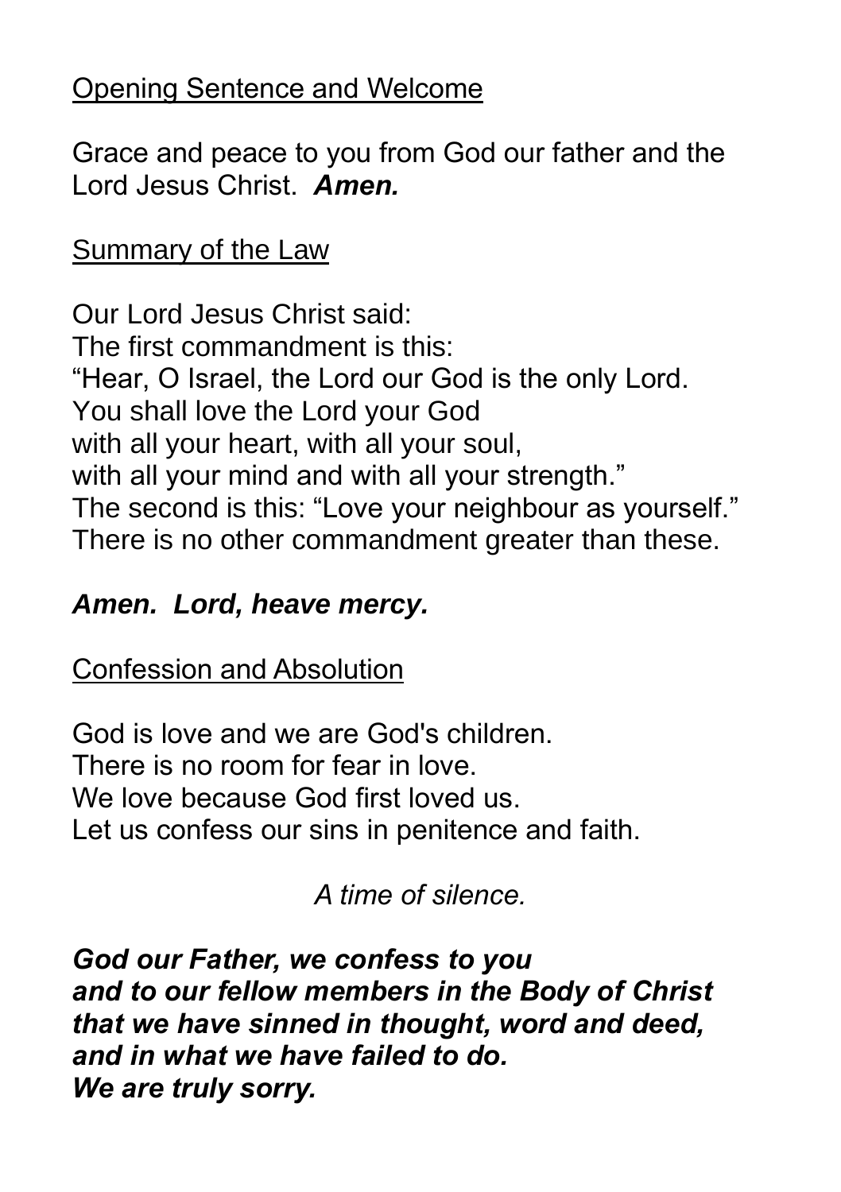<u>Opening Sentence and Welcome</u>

Grace and peace to you from God our father and the Lord Jesus Christ. ***Amen.***

<u>Summary of the Law</u>

Our Lord Jesus Christ said:
The first commandment is this:
"Hear, O Israel, the Lord our God is the only Lord.
You shall love the Lord your God
with all your heart, with all your soul,
with all your mind and with all your strength."
The second is this: "Love your neighbour as yourself."
There is no other commandment greater than these.

***Amen. Lord, heave mercy.***

<u>Confession and Absolution</u>

God is love and we are God's children.
There is no room for fear in love.
We love because God first loved us.
Let us confess our sins in penitence and faith.

*A time of silence.*

***God our Father, we confess to you***
***and to our fellow members in the Body of Christ***
***that we have sinned in thought, word and deed,***
***and in what we have failed to do.***
***We are truly sorry.***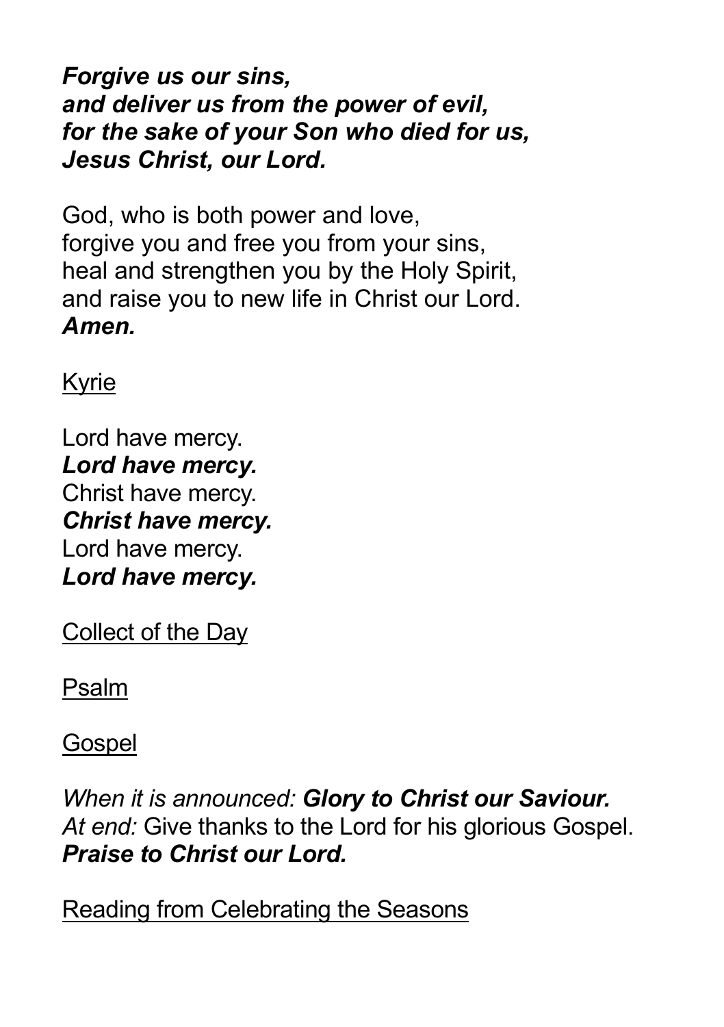***Forgive us our sins,***
***and deliver us from the power of evil,***
***for the sake of your Son who died for us,***
***Jesus Christ, our Lord.***

God, who is both power and love,
forgive you and free you from your sins,
heal and strengthen you by the Holy Spirit,
and raise you to new life in Christ our Lord.
***Amen.***

<u>Kyrie</u>

Lord have mercy.
***Lord have mercy.***
Christ have mercy.
***Christ have mercy.***
Lord have mercy.
***Lord have mercy.***

<u>Collect of the Day</u>

<u>Psalm</u>

<u>Gospel</u>

*When it is announced:* ***Glory to Christ our Saviour.***
*At end:* Give thanks to the Lord for his glorious Gospel.
***Praise to Christ our Lord.***

<u>Reading from Celebrating the Seasons</u>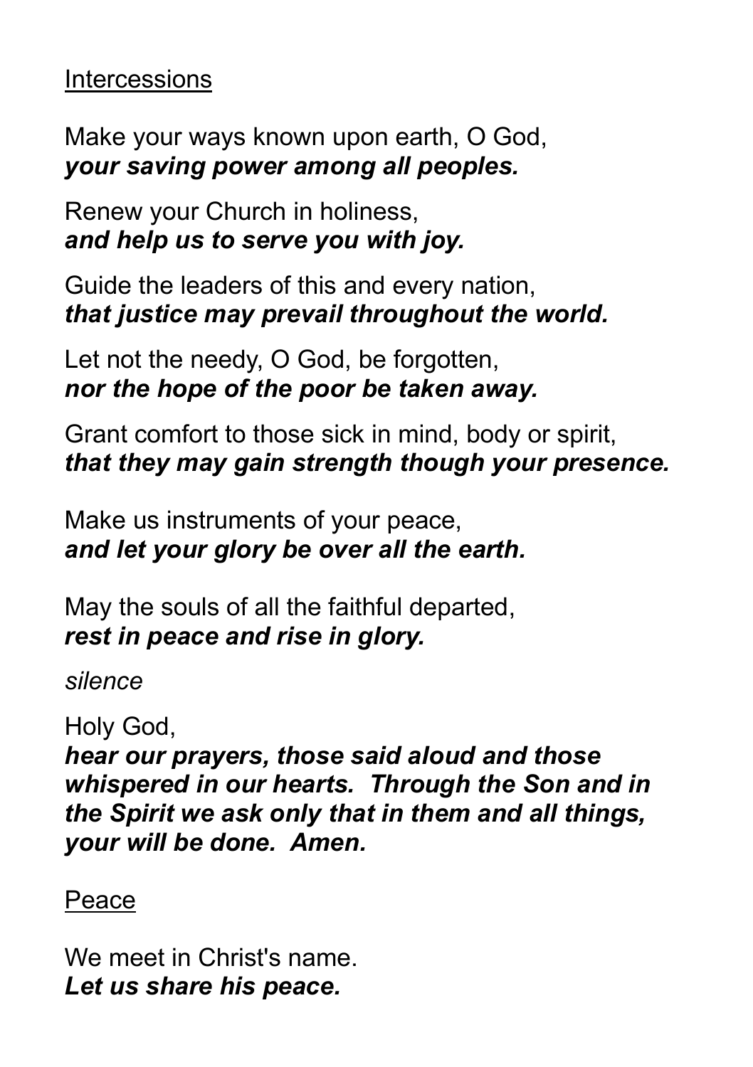Intercessions

Make your ways known upon earth, O God,
***your saving power among all peoples.***

Renew your Church in holiness,
***and help us to serve you with joy.***

Guide the leaders of this and every nation,
***that justice may prevail throughout the world.***

Let not the needy, O God, be forgotten,
***nor the hope of the poor be taken away.***

Grant comfort to those sick in mind, body or spirit,
***that they may gain strength though your presence.***

Make us instruments of your peace,
***and let your glory be over all the earth.***

May the souls of all the faithful departed,
***rest in peace and rise in glory.***

*silence*

Holy God,
***hear our prayers, those said aloud and those whispered in our hearts. Through the Son and in the Spirit we ask only that in them and all things, your will be done. Amen.***

Peace

We meet in Christ's name.
***Let us share his peace.***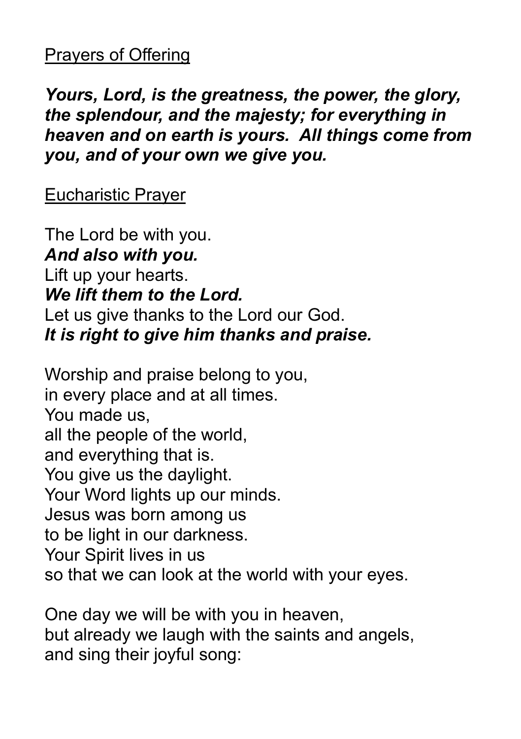<u>Prayers of Offering</u>

***Yours, Lord, is the greatness, the power, the glory, the splendour, and the majesty; for everything in heaven and on earth is yours. All things come from you, and of your own we give you.***

<u>Eucharistic Prayer</u>

The Lord be with you.  
***And also with you.***  
Lift up your hearts.  
***We lift them to the Lord.***  
Let us give thanks to the Lord our God.  
***It is right to give him thanks and praise.***

Worship and praise belong to you,  
in every place and at all times.  
You made us,  
all the people of the world,  
and everything that is.  
You give us the daylight.  
Your Word lights up our minds.  
Jesus was born among us  
to be light in our darkness.  
Your Spirit lives in us  
so that we can look at the world with your eyes.

One day we will be with you in heaven,  
but already we laugh with the saints and angels,  
and sing their joyful song: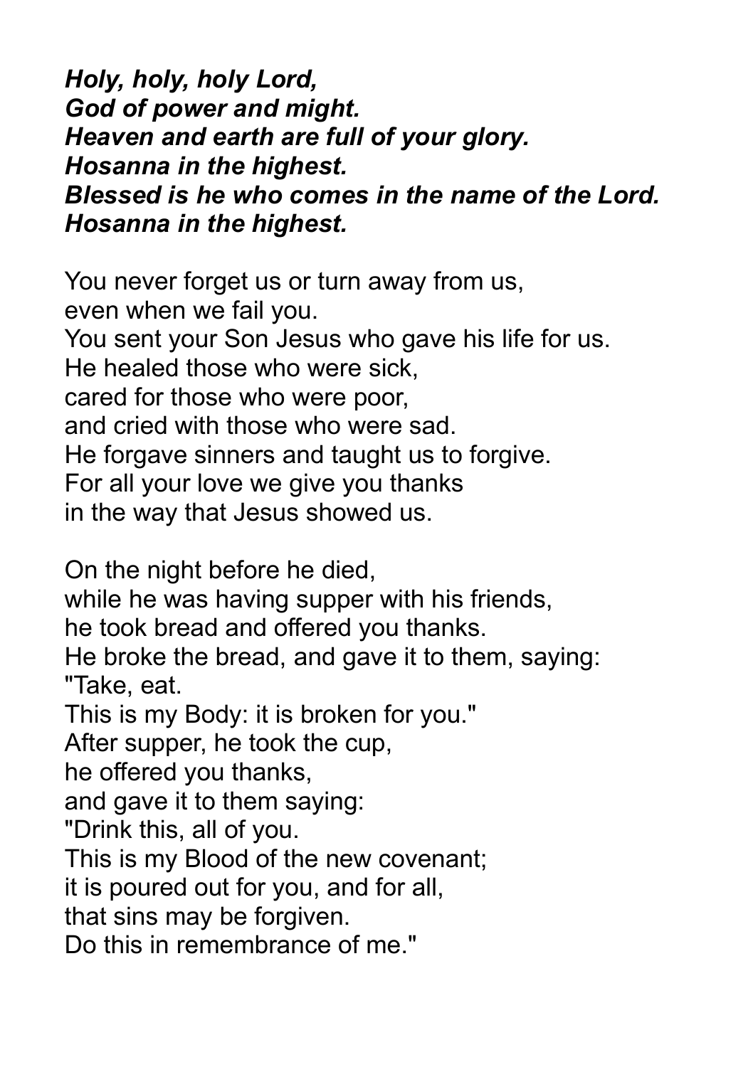***Holy, holy, holy Lord,***
***God of power and might.***
***Heaven and earth are full of your glory.***
***Hosanna in the highest.***
***Blessed is he who comes in the name of the Lord.***
***Hosanna in the highest.***

You never forget us or turn away from us,
even when we fail you.
You sent your Son Jesus who gave his life for us.
He healed those who were sick,
cared for those who were poor,
and cried with those who were sad.
He forgave sinners and taught us to forgive.
For all your love we give you thanks
in the way that Jesus showed us.

On the night before he died,
while he was having supper with his friends,
he took bread and offered you thanks.
He broke the bread, and gave it to them, saying:
"Take, eat.
This is my Body: it is broken for you."
After supper, he took the cup,
he offered you thanks,
and gave it to them saying:
"Drink this, all of you.
This is my Blood of the new covenant;
it is poured out for you, and for all,
that sins may be forgiven.
Do this in remembrance of me."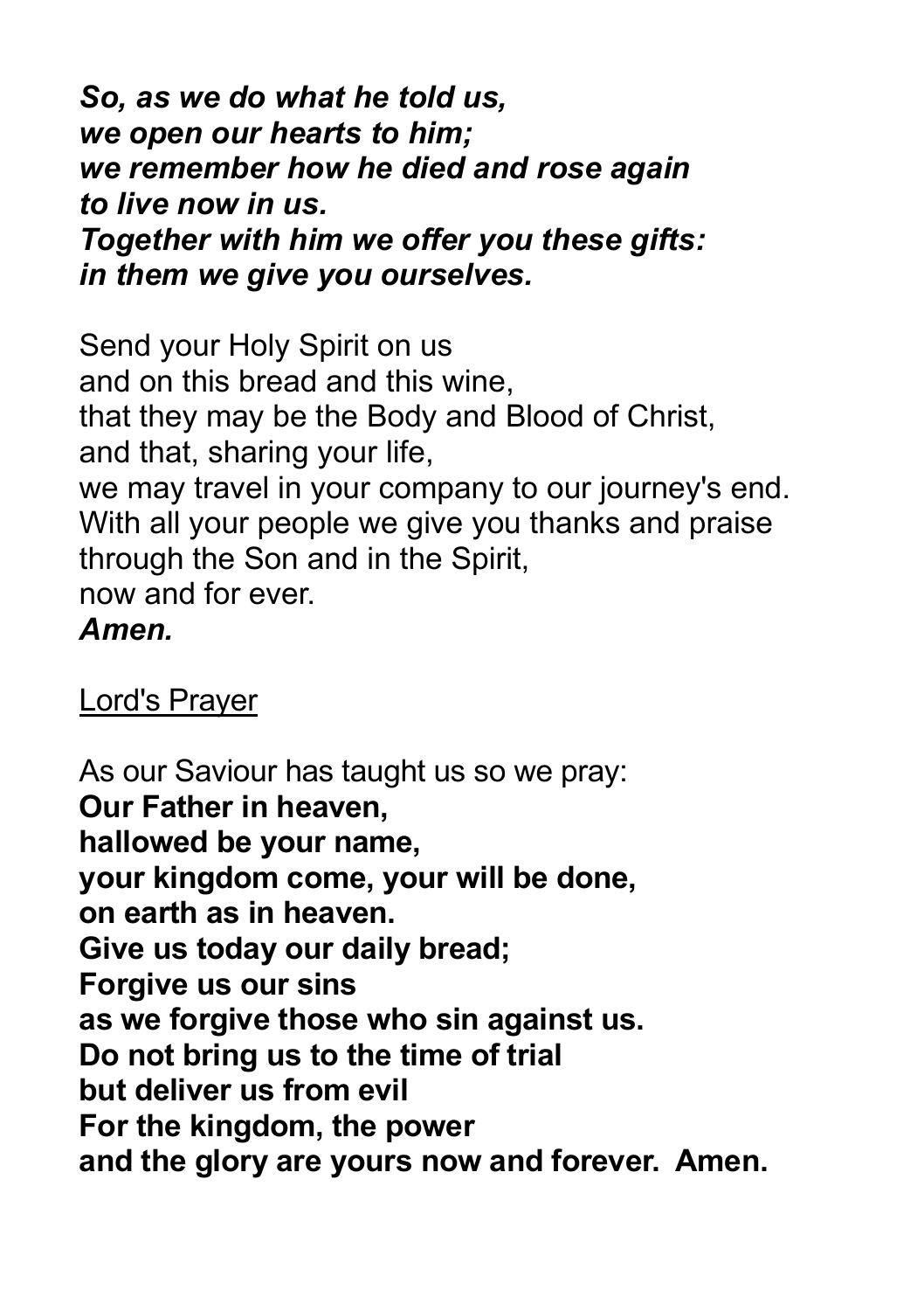***So, as we do what he told us,***
***we open our hearts to him;***
***we remember how he died and rose again***
***to live now in us.***
***Together with him we offer you these gifts:***
***in them we give you ourselves.***

Send your Holy Spirit on us
and on this bread and this wine,
that they may be the Body and Blood of Christ,
and that, sharing your life,
we may travel in your company to our journey's end.
With all your people we give you thanks and praise
through the Son and in the Spirit,
now and for ever.
***Amen.***

<u>Lord's Prayer</u>

As our Saviour has taught us so we pray:
**Our Father in heaven,**
**hallowed be your name,**
**your kingdom come, your will be done,**
**on earth as in heaven.**
**Give us today our daily bread;**
**Forgive us our sins**
**as we forgive those who sin against us.**
**Do not bring us to the time of trial**
**but deliver us from evil**
**For the kingdom, the power**
**and the glory are yours now and forever. Amen.**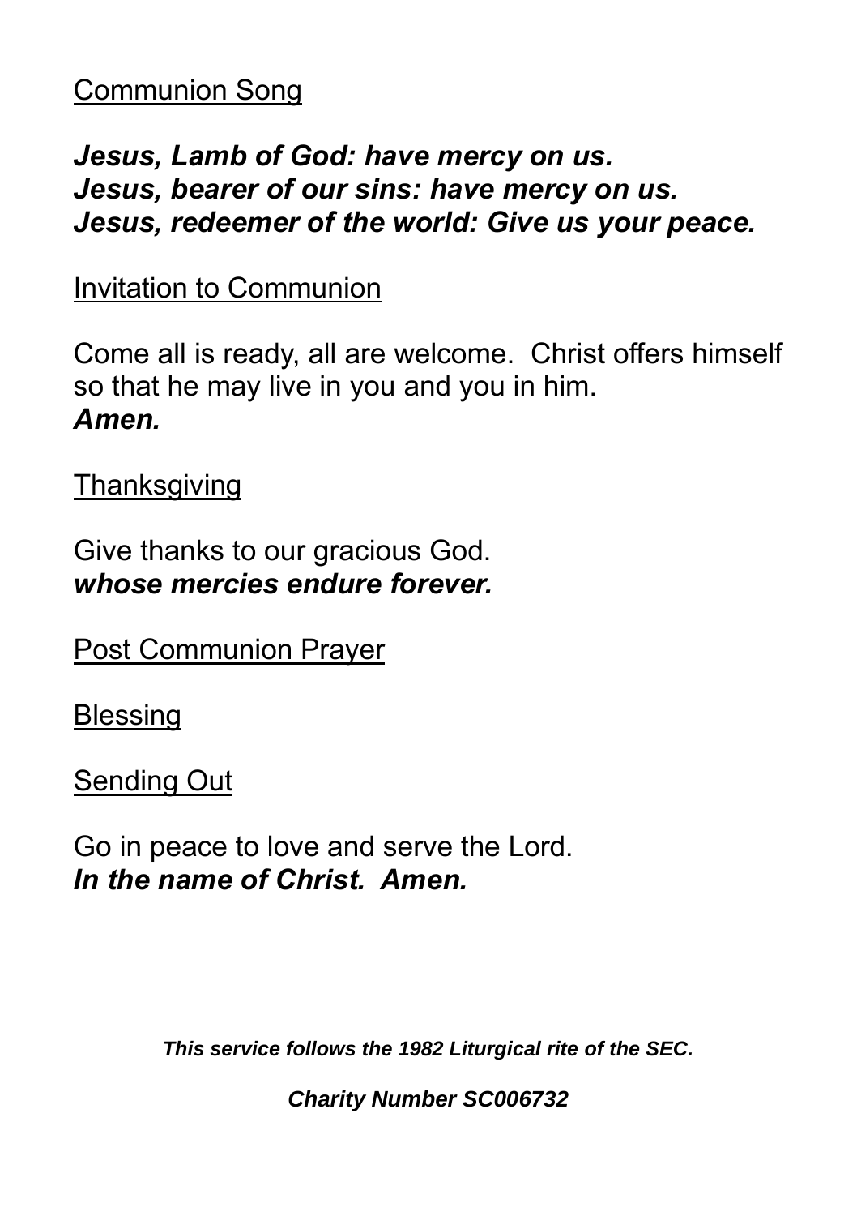Communion Song

***Jesus, Lamb of God: have mercy on us.***
***Jesus, bearer of our sins: have mercy on us.***
***Jesus, redeemer of the world: Give us your peace.***

Invitation to Communion

Come all is ready, all are welcome.  Christ offers himself so that he may live in you and you in him.
***Amen.***

Thanksgiving

Give thanks to our gracious God.
***whose mercies endure forever.***

Post Communion Prayer

Blessing

Sending Out

Go in peace to love and serve the Lord.
***In the name of Christ.  Amen.***

***This service follows the 1982 Liturgical rite of the SEC.***

***Charity Number SC006732***